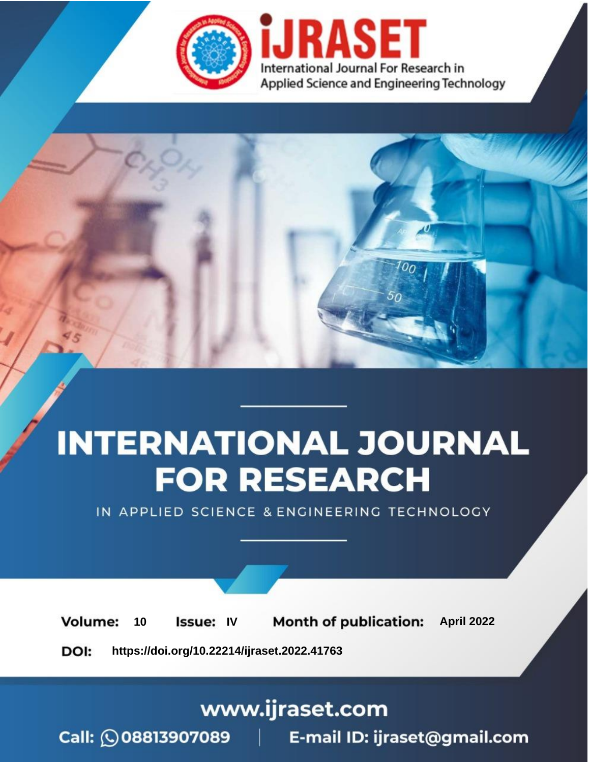# INTERNATIONAL JOURNAL FOR RESEARCH

IN APPLIED SCIENCE & ENGINEERING TECHNOLOGY

**Volume:** 10 **Issue:** IV **Month of publication:** April 2022

**DOI:** https://doi.org/10.22214/ijraset.2022.41763

www.ijraset.com

Call: 08813907089 | E-mail ID: ijraset@gmail.com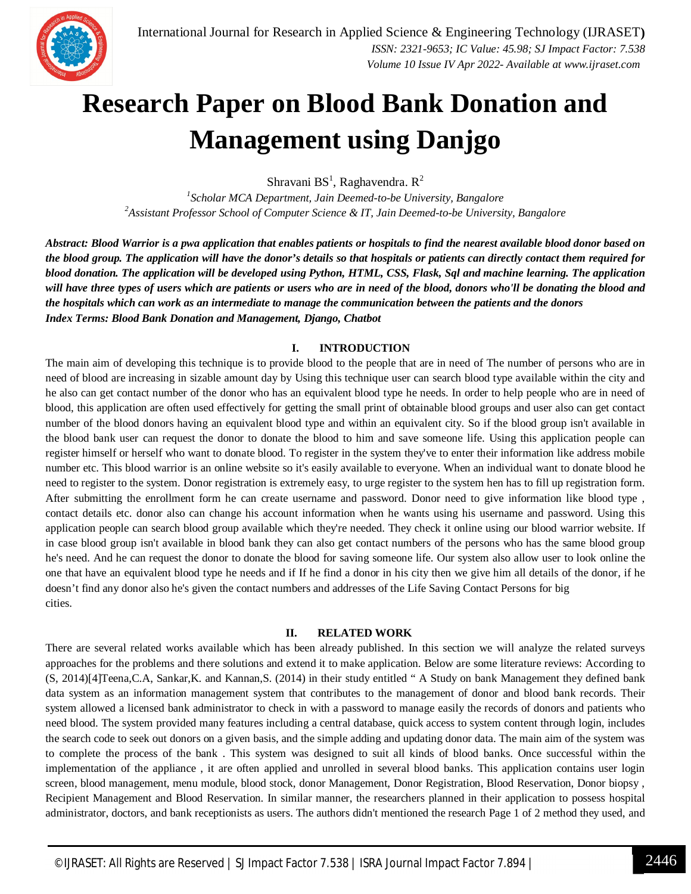# Research Paper on Blood Bank Donation and Management using Danjgo

Shravani BS[1], Raghavendra. R[2]

[1]*Scholar MCA Department, Jain Deemed-to-be University, Bangalore*
[2]*Assistant Professor School of Computer Science & IT, Jain Deemed-to-be University, Bangalore*

***Abstract: Blood Warrior is a pwa application that enables patients or hospitals to find the nearest available blood donor based on the blood group. The application will have the donor's details so that hospitals or patients can directly contact them required for blood donation. The application will be developed using Python, HTML, CSS, Flask, Sql and machine learning. The application will have three types of users which are patients or users who are in need of the blood, donors who'll be donating the blood and the hospitals which can work as an intermediate to manage the communication between the patients and the donors***
***Index Terms: Blood Bank Donation and Management, Django, Chatbot***

## I. INTRODUCTION

The main aim of developing this technique is to provide blood to the people that are in need of The number of persons who are in need of blood are increasing in sizable amount day by Using this technique user can search blood type available within the city and he also can get contact number of the donor who has an equivalent blood type he needs. In order to help people who are in need of blood, this application are often used effectively for getting the small print of obtainable blood groups and user also can get contact number of the blood donors having an equivalent blood type and within an equivalent city. So if the blood group isn't available in the blood bank user can request the donor to donate the blood to him and save someone life. Using this application people can register himself or herself who want to donate blood. To register in the system they've to enter their information like address mobile number etc. This blood warrior is an online website so it's easily available to everyone. When an individual want to donate blood he need to register to the system. Donor registration is extremely easy, to urge register to the system hen has to fill up registration form. After submitting the enrollment form he can create username and password. Donor need to give information like blood type , contact details etc. donor also can change his account information when he wants using his username and password. Using this application people can search blood group available which they're needed. They check it online using our blood warrior website. If in case blood group isn't available in blood bank they can also get contact numbers of the persons who has the same blood group he's need. And he can request the donor to donate the blood for saving someone life. Our system also allow user to look online the one that have an equivalent blood type he needs and if If he find a donor in his city then we give him all details of the donor, if he doesn't find any donor also he's given the contact numbers and addresses of the Life Saving Contact Persons for big cities.

## II. RELATED WORK

There are several related works available which has been already published. In this section we will analyze the related surveys approaches for the problems and there solutions and extend it to make application. Below are some literature reviews: According to (S, 2014)[4]Teena,C.A, Sankar,K. and Kannan,S. (2014) in their study entitled " A Study on bank Management they defined bank data system as an information management system that contributes to the management of donor and blood bank records. Their system allowed a licensed bank administrator to check in with a password to manage easily the records of donors and patients who need blood. The system provided many features including a central database, quick access to system content through login, includes the search code to seek out donors on a given basis, and the simple adding and updating donor data. The main aim of the system was to complete the process of the bank . This system was designed to suit all kinds of blood banks. Once successful within the implementation of the appliance , it are often applied and unrolled in several blood banks. This application contains user login screen, blood management, menu module, blood stock, donor Management, Donor Registration, Blood Reservation, Donor biopsy , Recipient Management and Blood Reservation. In similar manner, the researchers planned in their application to possess hospital administrator, doctors, and bank receptionists as users. The authors didn't mentioned the research Page 1 of 2 method they used, and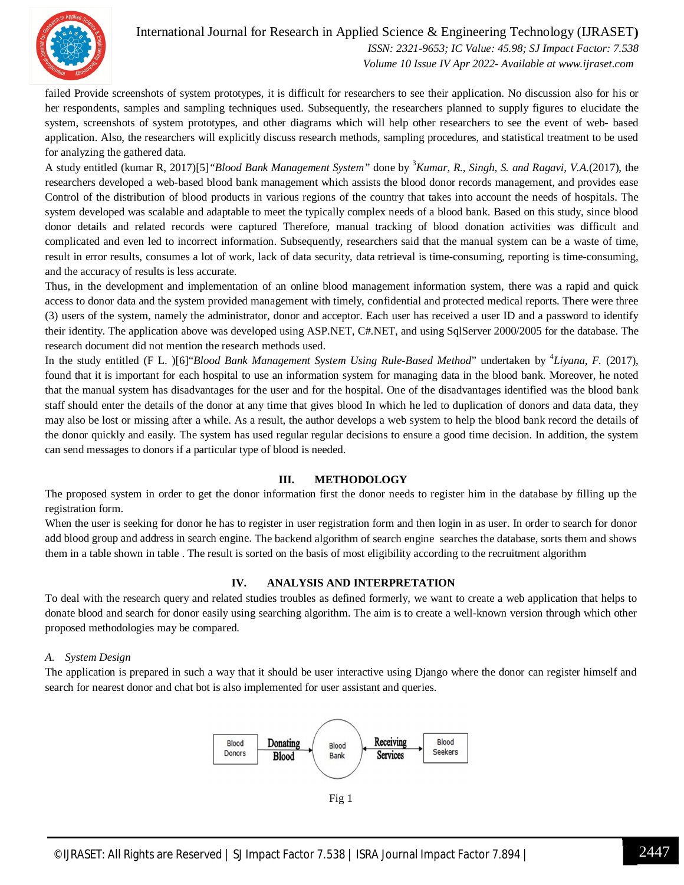failed Provide screenshots of system prototypes, it is difficult for researchers to see their application. No discussion also for his or her respondents, samples and sampling techniques used. Subsequently, the researchers planned to supply figures to elucidate the system, screenshots of system prototypes, and other diagrams which will help other researchers to see the event of web- based application. Also, the researchers will explicitly discuss research methods, sampling procedures, and statistical treatment to be used for analyzing the gathered data.

A study entitled (kumar R, 2017)[5]*"Blood Bank Management System"* done by [3]*Kumar, R., Singh, S. and Ragavi, V.A.*(2017), the researchers developed a web-based blood bank management which assists the blood donor records management, and provides ease Control of the distribution of blood products in various regions of the country that takes into account the needs of hospitals. The system developed was scalable and adaptable to meet the typically complex needs of a blood bank. Based on this study, since blood donor details and related records were captured Therefore, manual tracking of blood donation activities was difficult and complicated and even led to incorrect information. Subsequently, researchers said that the manual system can be a waste of time, result in error results, consumes a lot of work, lack of data security, data retrieval is time-consuming, reporting is time-consuming, and the accuracy of results is less accurate.

Thus, in the development and implementation of an online blood management information system, there was a rapid and quick access to donor data and the system provided management with timely, confidential and protected medical reports. There were three (3) users of the system, namely the administrator, donor and acceptor. Each user has received a user ID and a password to identify their identity. The application above was developed using ASP.NET, C#.NET, and using SqlServer 2000/2005 for the database. The research document did not mention the research methods used.

In the study entitled (F L. )[6]"*Blood Bank Management System Using Rule-Based Method*" undertaken by [4]*Liyana, F.* (2017), found that it is important for each hospital to use an information system for managing data in the blood bank. Moreover, he noted that the manual system has disadvantages for the user and for the hospital. One of the disadvantages identified was the blood bank staff should enter the details of the donor at any time that gives blood In which he led to duplication of donors and data data, they may also be lost or missing after a while. As a result, the author develops a web system to help the blood bank record the details of the donor quickly and easily. The system has used regular regular decisions to ensure a good time decision. In addition, the system can send messages to donors if a particular type of blood is needed.

## III. METHODOLOGY

The proposed system in order to get the donor information first the donor needs to register him in the database by filling up the registration form.

When the user is seeking for donor he has to register in user registration form and then login in as user. In order to search for donor add blood group and address in search engine. The backend algorithm of search engine searches the database, sorts them and shows them in a table shown in table . The result is sorted on the basis of most eligibility according to the recruitment algorithm

## IV. ANALYSIS AND INTERPRETATION

To deal with the research query and related studies troubles as defined formerly, we want to create a web application that helps to donate blood and search for donor easily using searching algorithm. The aim is to create a well-known version through which other proposed methodologies may be compared.

### *A. System Design*

The application is prepared in such a way that it should be user interactive using Django where the donor can register himself and search for nearest donor and chat bot is also implemented for user assistant and queries.

Blood Donors → Donating Blood → Blood Bank ← Receiving Services → Blood Seekers

Fig 1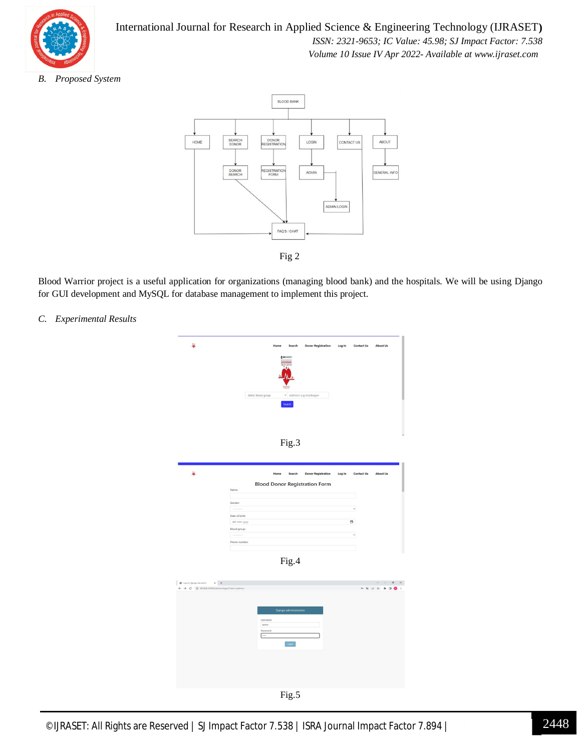### B. *Proposed System*

Fig 2

Blood Warrior project is a useful application for organizations (managing blood bank) and the hospitals. We will be using Django for GUI development and MySQL for database management to implement this project.

### C. *Experimental Results*

Fig.3

Fig.4

Fig.5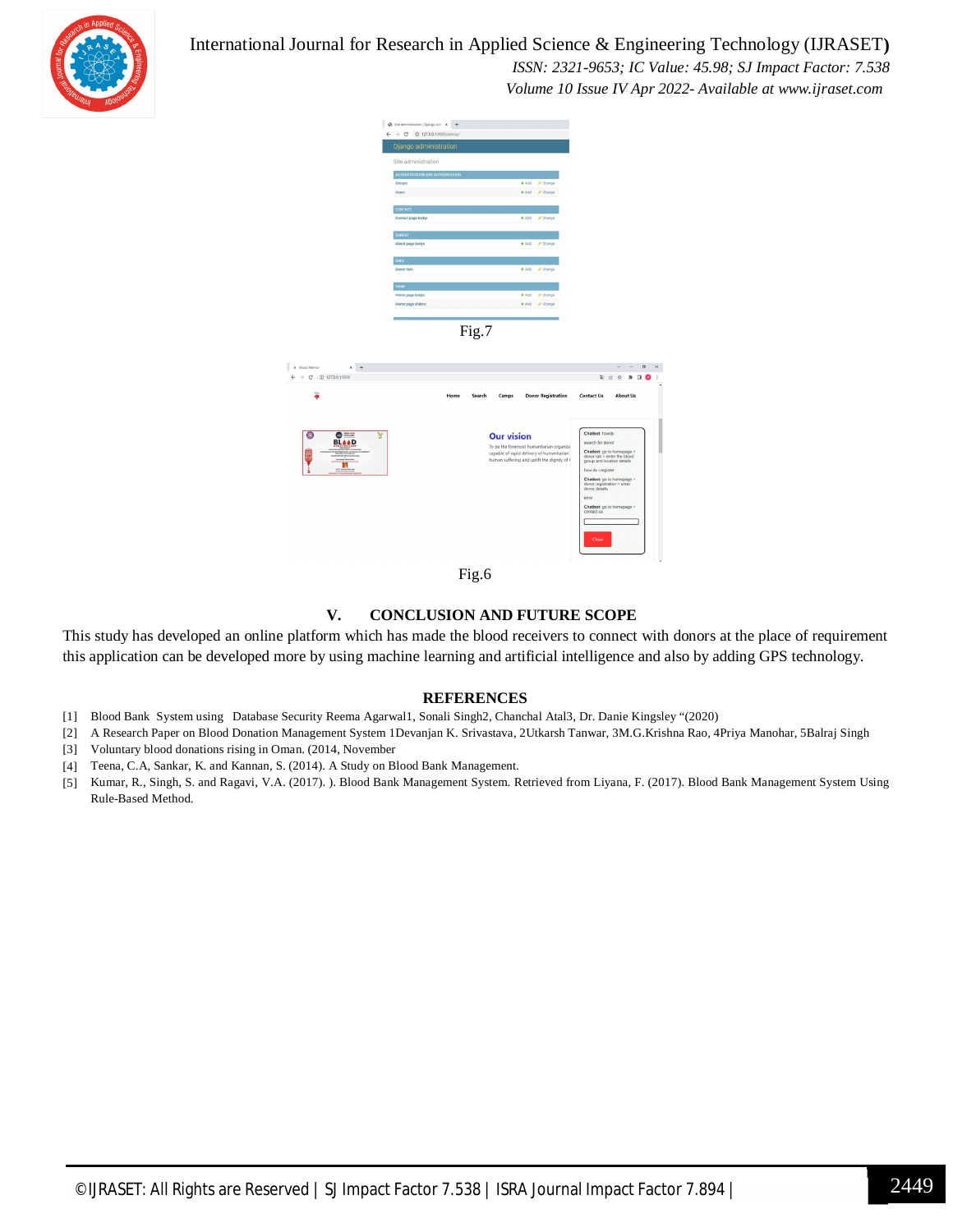Fig.7

Fig.6

## V. CONCLUSION AND FUTURE SCOPE

This study has developed an online platform which has made the blood receivers to connect with donors at the place of requirement this application can be developed more by using machine learning and artificial intelligence and also by adding GPS technology.

## REFERENCES

[1] Blood Bank System using Database Security Reema Agarwal1, Sonali Singh2, Chanchal Atal3, Dr. Danie Kingsley "(2020)

[2] A Research Paper on Blood Donation Management System 1Devanjan K. Srivastava, 2Utkarsh Tanwar, 3M.G.Krishna Rao, 4Priya Manohar, 5Balraj Singh

[3] Voluntary blood donations rising in Oman. (2014, November

[4] Teena, C.A, Sankar, K. and Kannan, S. (2014). A Study on Blood Bank Management.

[5] Kumar, R., Singh, S. and Ragavi, V.A. (2017). ). Blood Bank Management System. Retrieved from Liyana, F. (2017). Blood Bank Management System Using Rule-Based Method.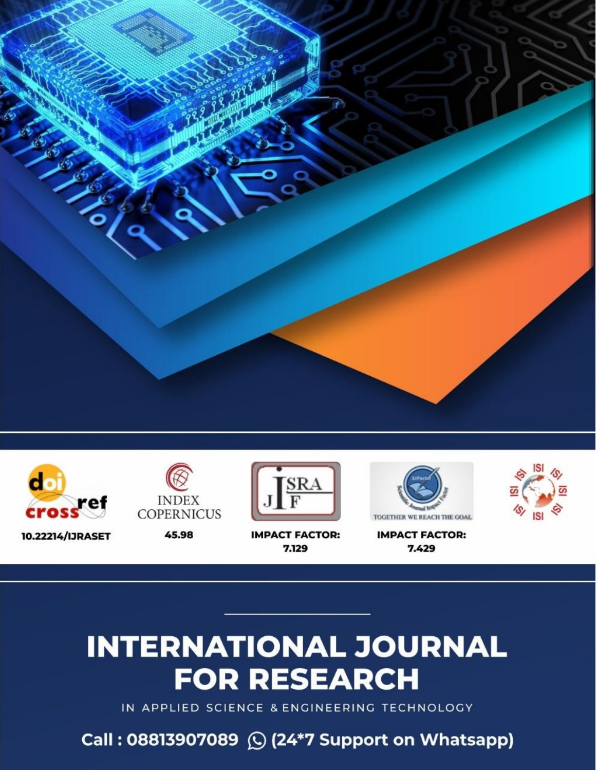10.22214/IJRASET

INDEX COPERNICUS

45.98

IMPACT FACTOR: 7.129

TOGETHER WE REACH THE GOAL

IMPACT FACTOR: 7.429

# INTERNATIONAL JOURNAL FOR RESEARCH

IN APPLIED SCIENCE & ENGINEERING TECHNOLOGY

Call : 08813907089 (24*7 Support on Whatsapp)